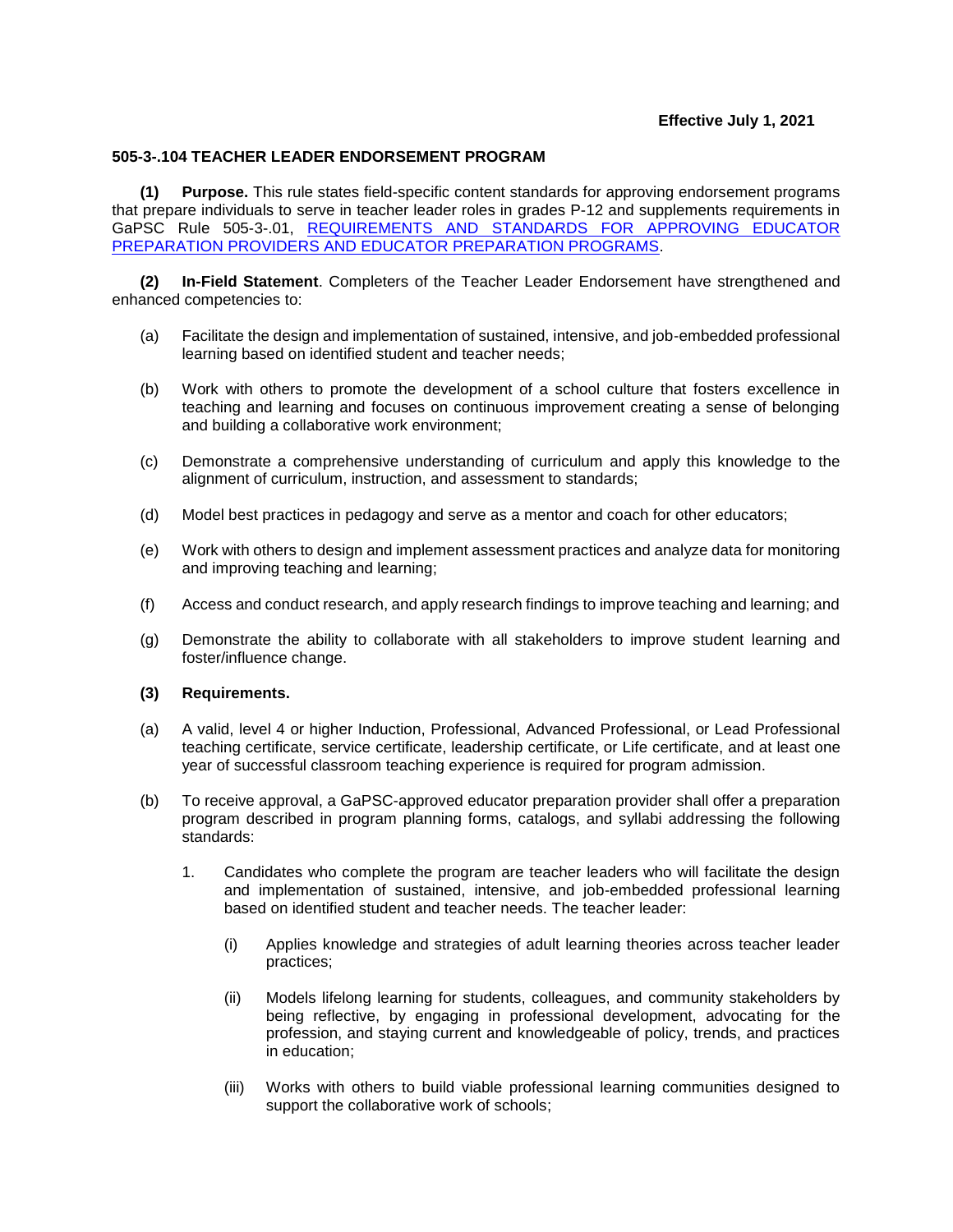**Effective July 1, 2021**

## 505-3-.104 TEACHER LEADER ENDORSEMENT PROGRAM

**(1) Purpose.** This rule states field-specific content standards for approving endorsement programs that prepare individuals to serve in teacher leader roles in grades P-12 and supplements requirements in GaPSC Rule 505-3-.01, REQUIREMENTS AND STANDARDS FOR APPROVING EDUCATOR PREPARATION PROVIDERS AND EDUCATOR PREPARATION PROGRAMS.

**(2) In-Field Statement**. Completers of the Teacher Leader Endorsement have strengthened and enhanced competencies to:

(a) Facilitate the design and implementation of sustained, intensive, and job-embedded professional learning based on identified student and teacher needs;

(b) Work with others to promote the development of a school culture that fosters excellence in teaching and learning and focuses on continuous improvement creating a sense of belonging and building a collaborative work environment;

(c) Demonstrate a comprehensive understanding of curriculum and apply this knowledge to the alignment of curriculum, instruction, and assessment to standards;

(d) Model best practices in pedagogy and serve as a mentor and coach for other educators;

(e) Work with others to design and implement assessment practices and analyze data for monitoring and improving teaching and learning;

(f) Access and conduct research, and apply research findings to improve teaching and learning; and

(g) Demonstrate the ability to collaborate with all stakeholders to improve student learning and foster/influence change.

**(3) Requirements.**

(a) A valid, level 4 or higher Induction, Professional, Advanced Professional, or Lead Professional teaching certificate, service certificate, leadership certificate, or Life certificate, and at least one year of successful classroom teaching experience is required for program admission.

(b) To receive approval, a GaPSC-approved educator preparation provider shall offer a preparation program described in program planning forms, catalogs, and syllabi addressing the following standards:

1. Candidates who complete the program are teacher leaders who will facilitate the design and implementation of sustained, intensive, and job-embedded professional learning based on identified student and teacher needs. The teacher leader:

   (i) Applies knowledge and strategies of adult learning theories across teacher leader practices;

   (ii) Models lifelong learning for students, colleagues, and community stakeholders by being reflective, by engaging in professional development, advocating for the profession, and staying current and knowledgeable of policy, trends, and practices in education;

   (iii) Works with others to build viable professional learning communities designed to support the collaborative work of schools;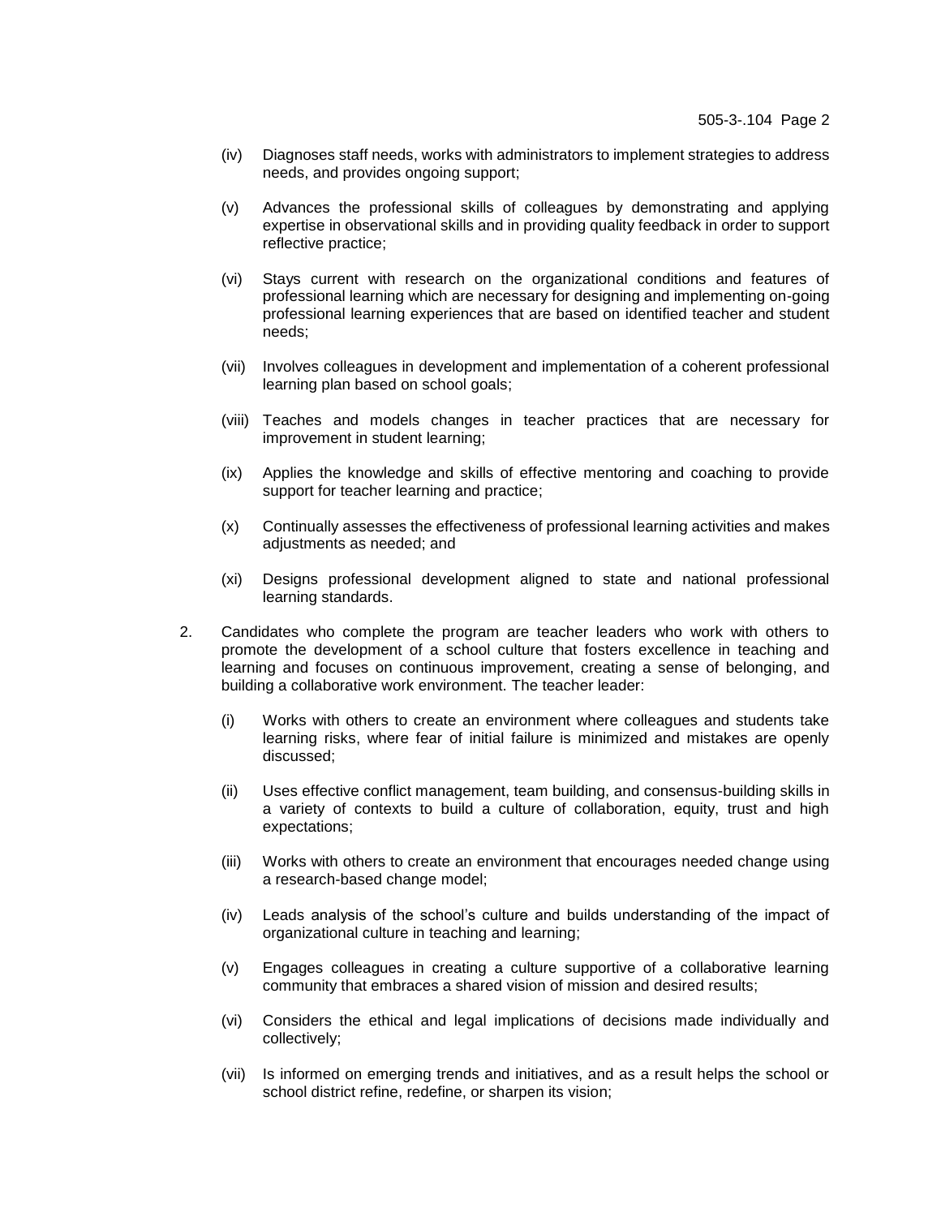(iv) Diagnoses staff needs, works with administrators to implement strategies to address needs, and provides ongoing support;

(v) Advances the professional skills of colleagues by demonstrating and applying expertise in observational skills and in providing quality feedback in order to support reflective practice;

(vi) Stays current with research on the organizational conditions and features of professional learning which are necessary for designing and implementing on-going professional learning experiences that are based on identified teacher and student needs;

(vii) Involves colleagues in development and implementation of a coherent professional learning plan based on school goals;

(viii) Teaches and models changes in teacher practices that are necessary for improvement in student learning;

(ix) Applies the knowledge and skills of effective mentoring and coaching to provide support for teacher learning and practice;

(x) Continually assesses the effectiveness of professional learning activities and makes adjustments as needed; and

(xi) Designs professional development aligned to state and national professional learning standards.

2. Candidates who complete the program are teacher leaders who work with others to promote the development of a school culture that fosters excellence in teaching and learning and focuses on continuous improvement, creating a sense of belonging, and building a collaborative work environment. The teacher leader:

(i) Works with others to create an environment where colleagues and students take learning risks, where fear of initial failure is minimized and mistakes are openly discussed;

(ii) Uses effective conflict management, team building, and consensus-building skills in a variety of contexts to build a culture of collaboration, equity, trust and high expectations;

(iii) Works with others to create an environment that encourages needed change using a research-based change model;

(iv) Leads analysis of the school's culture and builds understanding of the impact of organizational culture in teaching and learning;

(v) Engages colleagues in creating a culture supportive of a collaborative learning community that embraces a shared vision of mission and desired results;

(vi) Considers the ethical and legal implications of decisions made individually and collectively;

(vii) Is informed on emerging trends and initiatives, and as a result helps the school or school district refine, redefine, or sharpen its vision;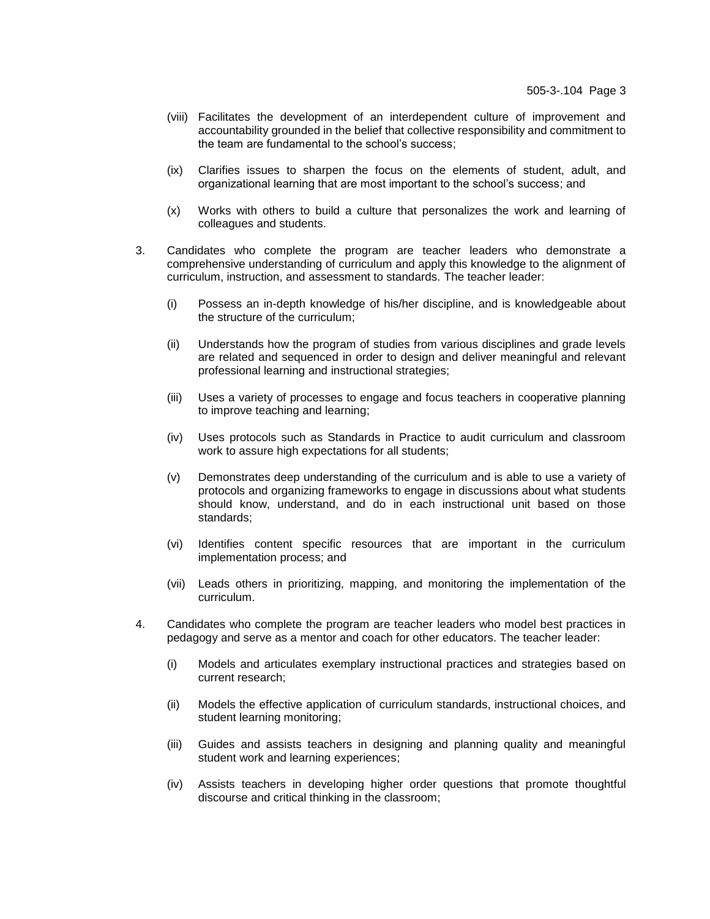(viii) Facilitates the development of an interdependent culture of improvement and accountability grounded in the belief that collective responsibility and commitment to the team are fundamental to the school's success;

(ix) Clarifies issues to sharpen the focus on the elements of student, adult, and organizational learning that are most important to the school's success; and

(x) Works with others to build a culture that personalizes the work and learning of colleagues and students.

3. Candidates who complete the program are teacher leaders who demonstrate a comprehensive understanding of curriculum and apply this knowledge to the alignment of curriculum, instruction, and assessment to standards. The teacher leader:

   (i) Possess an in-depth knowledge of his/her discipline, and is knowledgeable about the structure of the curriculum;

   (ii) Understands how the program of studies from various disciplines and grade levels are related and sequenced in order to design and deliver meaningful and relevant professional learning and instructional strategies;

   (iii) Uses a variety of processes to engage and focus teachers in cooperative planning to improve teaching and learning;

   (iv) Uses protocols such as Standards in Practice to audit curriculum and classroom work to assure high expectations for all students;

   (v) Demonstrates deep understanding of the curriculum and is able to use a variety of protocols and organizing frameworks to engage in discussions about what students should know, understand, and do in each instructional unit based on those standards;

   (vi) Identifies content specific resources that are important in the curriculum implementation process; and

   (vii) Leads others in prioritizing, mapping, and monitoring the implementation of the curriculum.

4. Candidates who complete the program are teacher leaders who model best practices in pedagogy and serve as a mentor and coach for other educators. The teacher leader:

   (i) Models and articulates exemplary instructional practices and strategies based on current research;

   (ii) Models the effective application of curriculum standards, instructional choices, and student learning monitoring;

   (iii) Guides and assists teachers in designing and planning quality and meaningful student work and learning experiences;

   (iv) Assists teachers in developing higher order questions that promote thoughtful discourse and critical thinking in the classroom;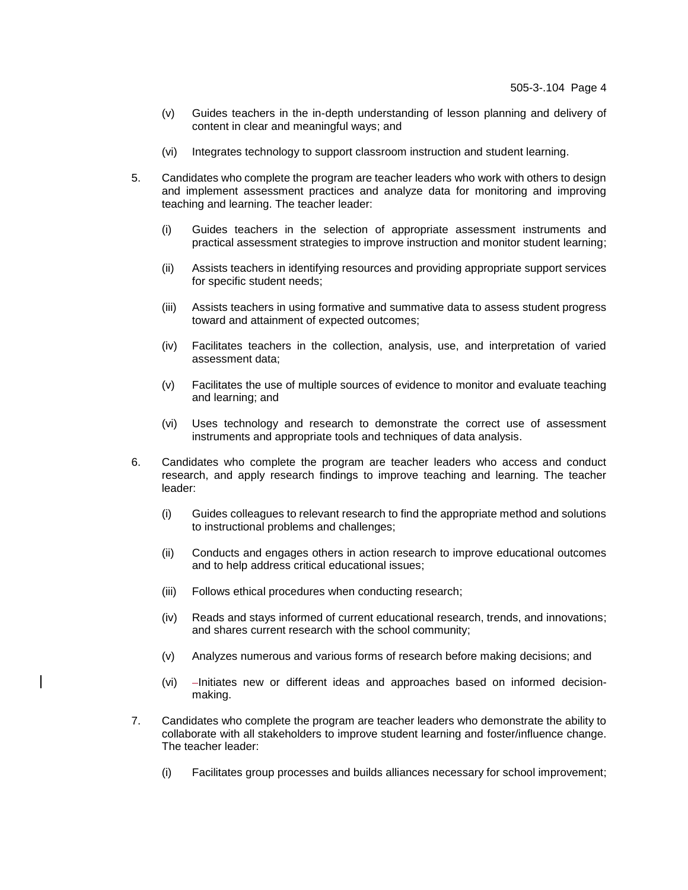(v) Guides teachers in the in-depth understanding of lesson planning and delivery of content in clear and meaningful ways; and

(vi) Integrates technology to support classroom instruction and student learning.

5. Candidates who complete the program are teacher leaders who work with others to design and implement assessment practices and analyze data for monitoring and improving teaching and learning. The teacher leader:

   (i) Guides teachers in the selection of appropriate assessment instruments and practical assessment strategies to improve instruction and monitor student learning;

   (ii) Assists teachers in identifying resources and providing appropriate support services for specific student needs;

   (iii) Assists teachers in using formative and summative data to assess student progress toward and attainment of expected outcomes;

   (iv) Facilitates teachers in the collection, analysis, use, and interpretation of varied assessment data;

   (v) Facilitates the use of multiple sources of evidence to monitor and evaluate teaching and learning; and

   (vi) Uses technology and research to demonstrate the correct use of assessment instruments and appropriate tools and techniques of data analysis.

6. Candidates who complete the program are teacher leaders who access and conduct research, and apply research findings to improve teaching and learning. The teacher leader:

   (i) Guides colleagues to relevant research to find the appropriate method and solutions to instructional problems and challenges;

   (ii) Conducts and engages others in action research to improve educational outcomes and to help address critical educational issues;

   (iii) Follows ethical procedures when conducting research;

   (iv) Reads and stays informed of current educational research, trends, and innovations; and shares current research with the school community;

   (v) Analyzes numerous and various forms of research before making decisions; and

   (vi) Initiates new or different ideas and approaches based on informed decision-making.

7. Candidates who complete the program are teacher leaders who demonstrate the ability to collaborate with all stakeholders to improve student learning and foster/influence change. The teacher leader:

   (i) Facilitates group processes and builds alliances necessary for school improvement;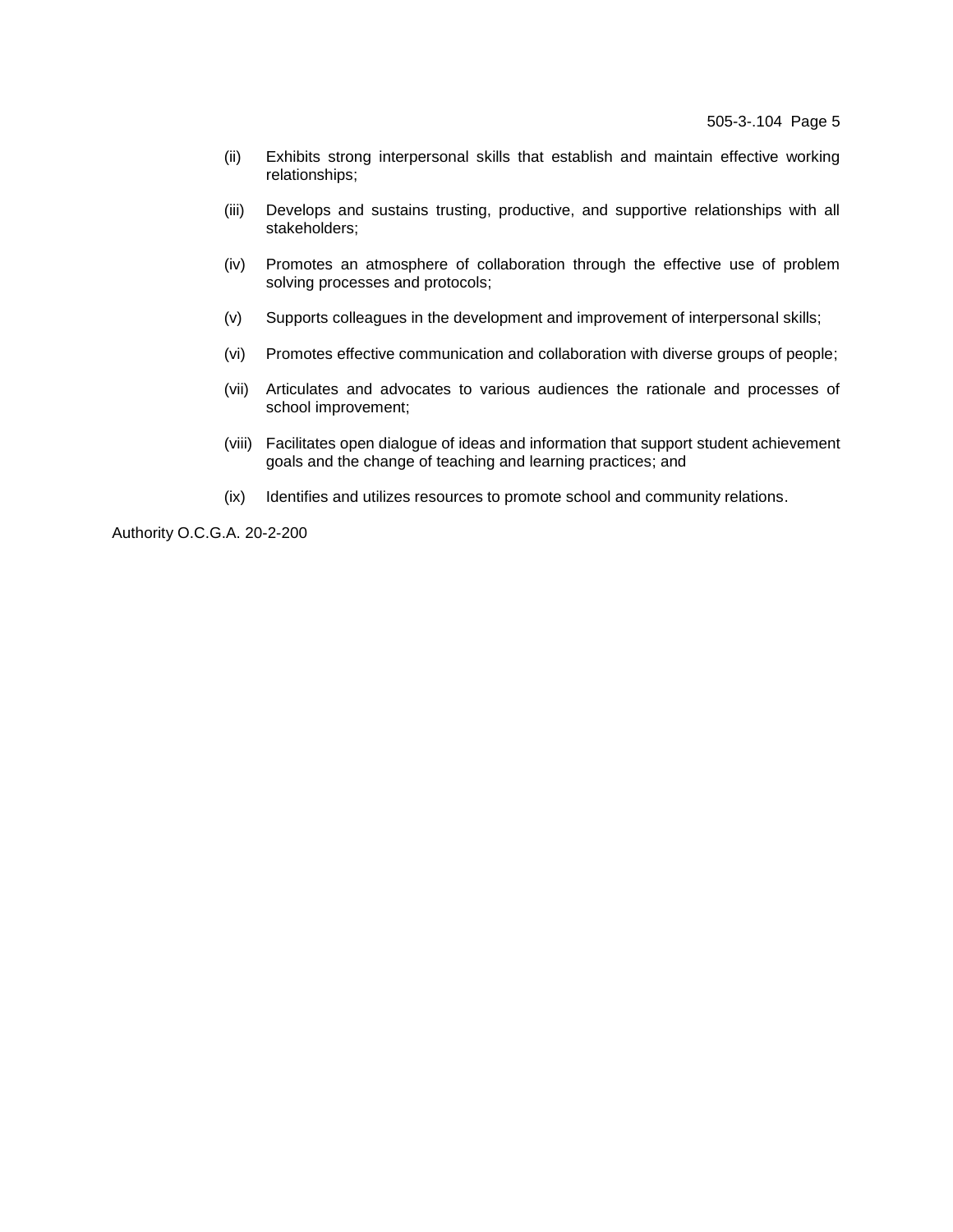(ii) Exhibits strong interpersonal skills that establish and maintain effective working relationships;

(iii) Develops and sustains trusting, productive, and supportive relationships with all stakeholders;

(iv) Promotes an atmosphere of collaboration through the effective use of problem solving processes and protocols;

(v) Supports colleagues in the development and improvement of interpersonal skills;

(vi) Promotes effective communication and collaboration with diverse groups of people;

(vii) Articulates and advocates to various audiences the rationale and processes of school improvement;

(viii) Facilitates open dialogue of ideas and information that support student achievement goals and the change of teaching and learning practices; and

(ix) Identifies and utilizes resources to promote school and community relations.

Authority O.C.G.A. 20-2-200